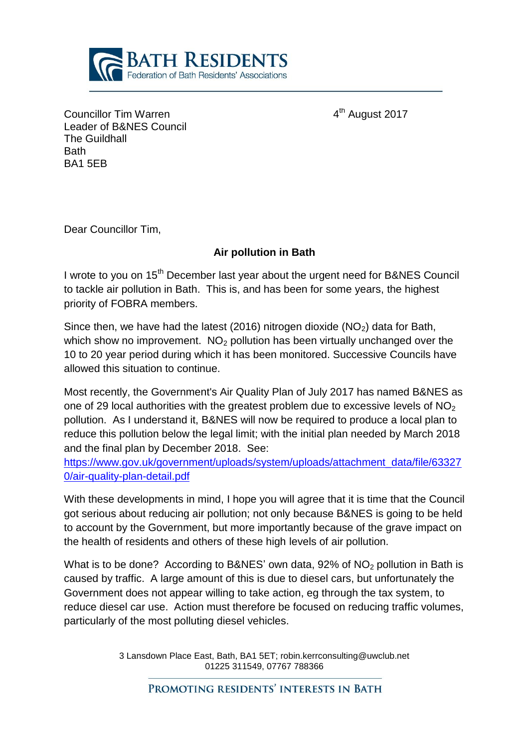**BATH RESIDENTS**
Federation of Bath Residents' Associations

Councillor Tim Warren
Leader of B&NES Council
The Guildhall
Bath
BA1 5EB

4th August 2017

Dear Councillor Tim,

**Air pollution in Bath**

I wrote to you on 15th December last year about the urgent need for B&NES Council to tackle air pollution in Bath. This is, and has been for some years, the highest priority of FOBRA members.

Since then, we have had the latest (2016) nitrogen dioxide ($NO_2$) data for Bath, which show no improvement. $NO_2$ pollution has been virtually unchanged over the 10 to 20 year period during which it has been monitored. Successive Councils have allowed this situation to continue.

Most recently, the Government's Air Quality Plan of July 2017 has named B&NES as one of 29 local authorities with the greatest problem due to excessive levels of $NO_2$ pollution. As I understand it, B&NES will now be required to produce a local plan to reduce this pollution below the legal limit; with the initial plan needed by March 2018 and the final plan by December 2018. See: [https://www.gov.uk/government/uploads/system/uploads/attachment_data/file/633270/air-quality-plan-detail.pdf](https://www.gov.uk/government/uploads/system/uploads/attachment_data/file/633270/air-quality-plan-detail.pdf)

With these developments in mind, I hope you will agree that it is time that the Council got serious about reducing air pollution; not only because B&NES is going to be held to account by the Government, but more importantly because of the grave impact on the health of residents and others of these high levels of air pollution.

What is to be done? According to B&NES' own data, 92% of $NO_2$ pollution in Bath is caused by traffic. A large amount of this is due to diesel cars, but unfortunately the Government does not appear willing to take action, eg through the tax system, to reduce diesel car use. Action must therefore be focused on reducing traffic volumes, particularly of the most polluting diesel vehicles.

3 Lansdown Place East, Bath, BA1 5ET; robin.kerrconsulting@uwclub.net
01225 311549, 07767 788366

PROMOTING RESIDENTS' INTERESTS IN BATH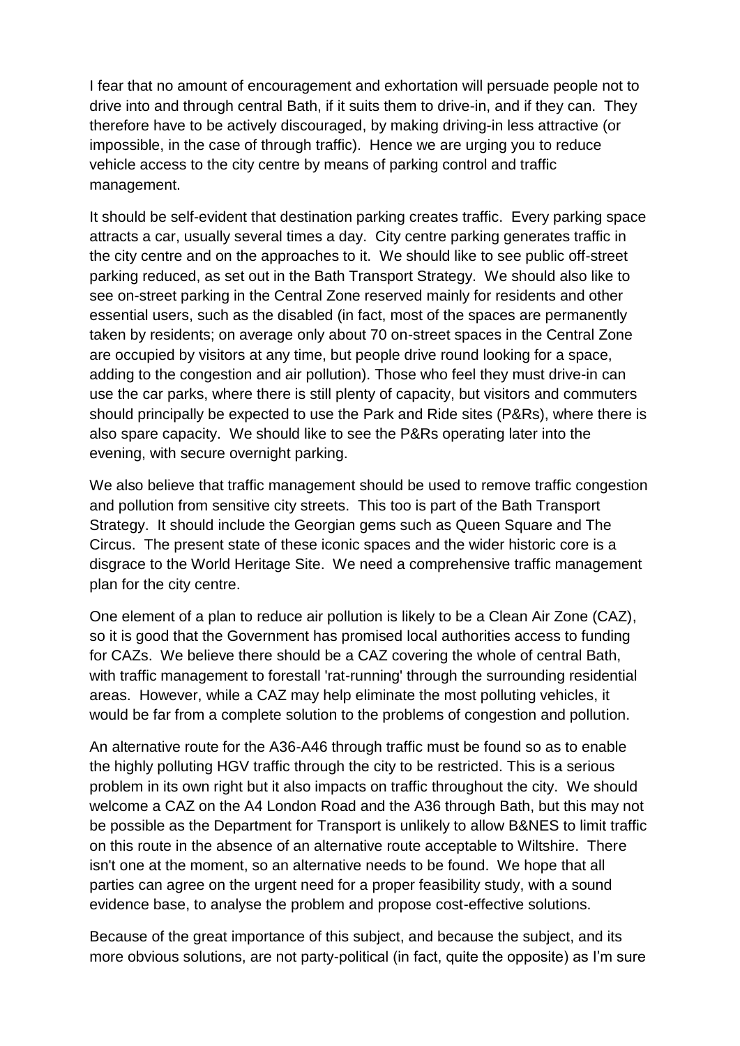I fear that no amount of encouragement and exhortation will persuade people not to drive into and through central Bath, if it suits them to drive-in, and if they can. They therefore have to be actively discouraged, by making driving-in less attractive (or impossible, in the case of through traffic). Hence we are urging you to reduce vehicle access to the city centre by means of parking control and traffic management.

It should be self-evident that destination parking creates traffic. Every parking space attracts a car, usually several times a day. City centre parking generates traffic in the city centre and on the approaches to it. We should like to see public off-street parking reduced, as set out in the Bath Transport Strategy. We should also like to see on-street parking in the Central Zone reserved mainly for residents and other essential users, such as the disabled (in fact, most of the spaces are permanently taken by residents; on average only about 70 on-street spaces in the Central Zone are occupied by visitors at any time, but people drive round looking for a space, adding to the congestion and air pollution). Those who feel they must drive-in can use the car parks, where there is still plenty of capacity, but visitors and commuters should principally be expected to use the Park and Ride sites (P&Rs), where there is also spare capacity. We should like to see the P&Rs operating later into the evening, with secure overnight parking.

We also believe that traffic management should be used to remove traffic congestion and pollution from sensitive city streets. This too is part of the Bath Transport Strategy. It should include the Georgian gems such as Queen Square and The Circus. The present state of these iconic spaces and the wider historic core is a disgrace to the World Heritage Site. We need a comprehensive traffic management plan for the city centre.

One element of a plan to reduce air pollution is likely to be a Clean Air Zone (CAZ), so it is good that the Government has promised local authorities access to funding for CAZs. We believe there should be a CAZ covering the whole of central Bath, with traffic management to forestall 'rat-running' through the surrounding residential areas. However, while a CAZ may help eliminate the most polluting vehicles, it would be far from a complete solution to the problems of congestion and pollution.

An alternative route for the A36-A46 through traffic must be found so as to enable the highly polluting HGV traffic through the city to be restricted. This is a serious problem in its own right but it also impacts on traffic throughout the city. We should welcome a CAZ on the A4 London Road and the A36 through Bath, but this may not be possible as the Department for Transport is unlikely to allow B&NES to limit traffic on this route in the absence of an alternative route acceptable to Wiltshire. There isn't one at the moment, so an alternative needs to be found. We hope that all parties can agree on the urgent need for a proper feasibility study, with a sound evidence base, to analyse the problem and propose cost-effective solutions.

Because of the great importance of this subject, and because the subject, and its more obvious solutions, are not party-political (in fact, quite the opposite) as I'm sure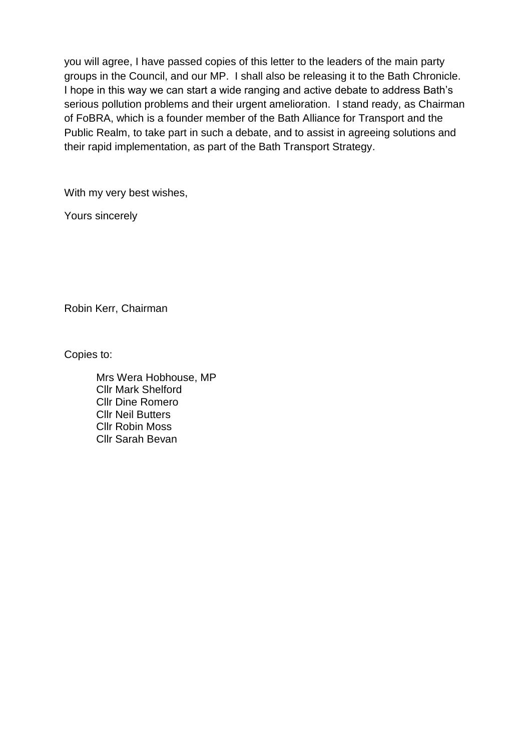you will agree, I have passed copies of this letter to the leaders of the main party groups in the Council, and our MP. I shall also be releasing it to the Bath Chronicle. I hope in this way we can start a wide ranging and active debate to address Bath's serious pollution problems and their urgent amelioration. I stand ready, as Chairman of FoBRA, which is a founder member of the Bath Alliance for Transport and the Public Realm, to take part in such a debate, and to assist in agreeing solutions and their rapid implementation, as part of the Bath Transport Strategy.

With my very best wishes,

Yours sincerely

Robin Kerr, Chairman

Copies to:

Mrs Wera Hobhouse, MP
Cllr Mark Shelford
Cllr Dine Romero
Cllr Neil Butters
Cllr Robin Moss
Cllr Sarah Bevan